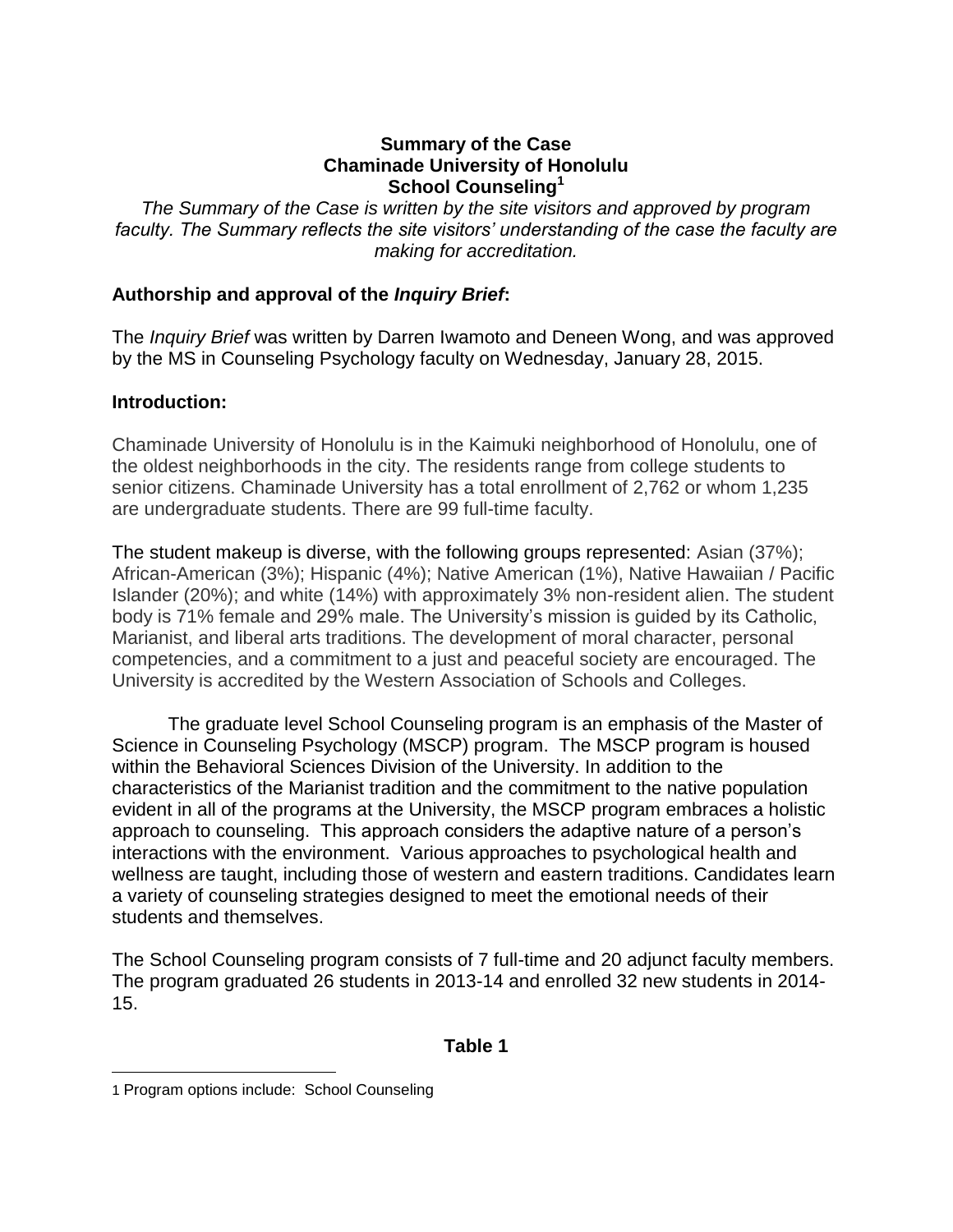**Summary of the Case**
**Chaminade University of Honolulu**
**School Counseling[1]**

*The Summary of the Case is written by the site visitors and approved by program faculty. The Summary reflects the site visitors' understanding of the case the faculty are making for accreditation.*

## Authorship and approval of the *Inquiry Brief*:

The *Inquiry Brief* was written by Darren Iwamoto and Deneen Wong, and was approved by the MS in Counseling Psychology faculty on Wednesday, January 28, 2015.

## Introduction:

Chaminade University of Honolulu is in the Kaimuki neighborhood of Honolulu, one of the oldest neighborhoods in the city. The residents range from college students to senior citizens. Chaminade University has a total enrollment of 2,762 or whom 1,235 are undergraduate students. There are 99 full-time faculty.

The student makeup is diverse, with the following groups represented: Asian (37%); African-American (3%); Hispanic (4%); Native American (1%), Native Hawaiian / Pacific Islander (20%); and white (14%) with approximately 3% non-resident alien. The student body is 71% female and 29% male. The University's mission is guided by its Catholic, Marianist, and liberal arts traditions. The development of moral character, personal competencies, and a commitment to a just and peaceful society are encouraged. The University is accredited by the Western Association of Schools and Colleges.

The graduate level School Counseling program is an emphasis of the Master of Science in Counseling Psychology (MSCP) program. The MSCP program is housed within the Behavioral Sciences Division of the University. In addition to the characteristics of the Marianist tradition and the commitment to the native population evident in all of the programs at the University, the MSCP program embraces a holistic approach to counseling. This approach considers the adaptive nature of a person's interactions with the environment. Various approaches to psychological health and wellness are taught, including those of western and eastern traditions. Candidates learn a variety of counseling strategies designed to meet the emotional needs of their students and themselves.

The School Counseling program consists of 7 full-time and 20 adjunct faculty members. The program graduated 26 students in 2013-14 and enrolled 32 new students in 2014-15.

**Table 1**

[1] Program options include: School Counseling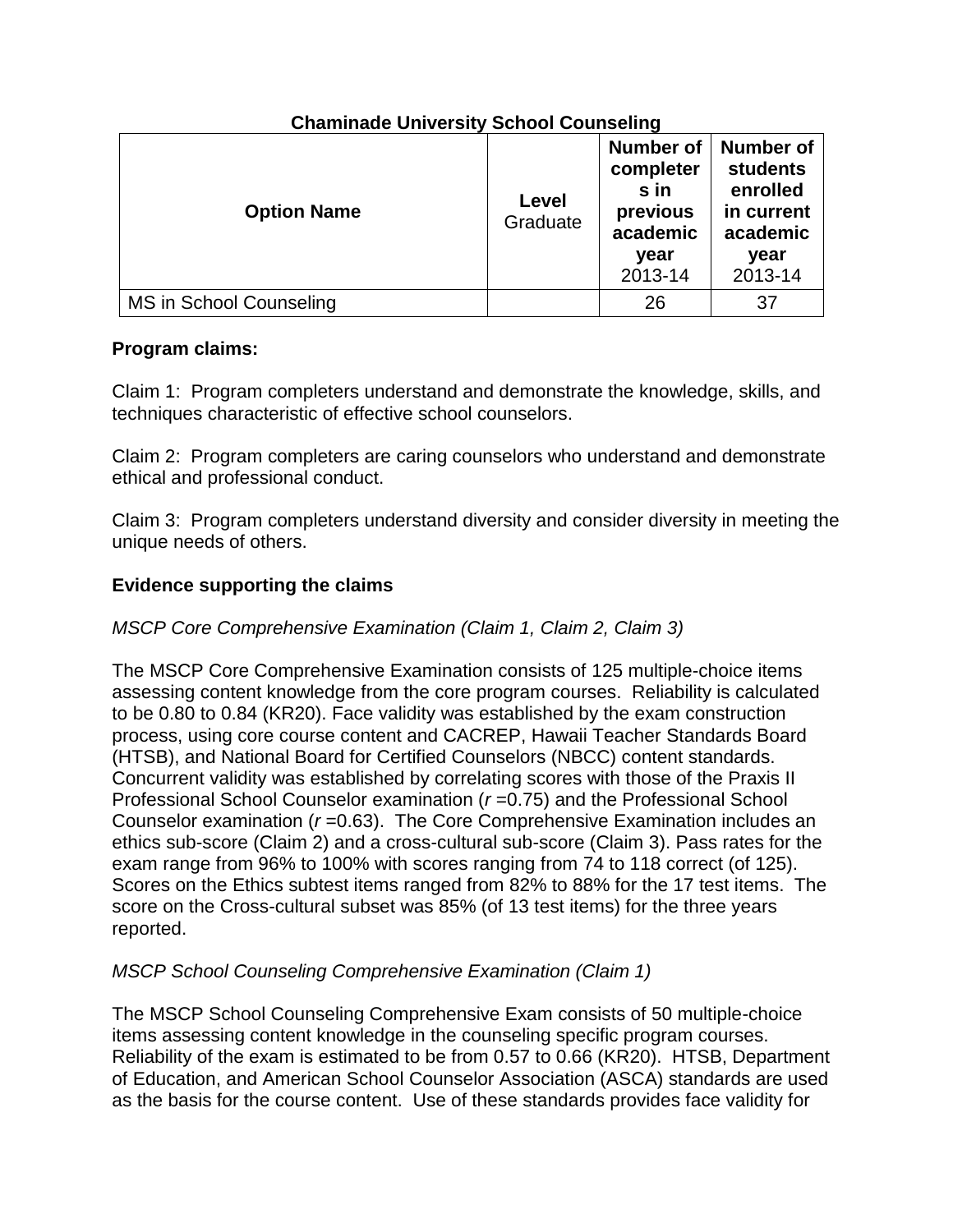**Chaminade University School Counseling**

| Option Name | Level Graduate | Number of completers in previous academic year 2013-14 | Number of students enrolled in current academic year 2013-14 |
|---|---|---|---|
| MS in School Counseling | | 26 | 37 |

**Program claims:**

Claim 1: Program completers understand and demonstrate the knowledge, skills, and techniques characteristic of effective school counselors.

Claim 2: Program completers are caring counselors who understand and demonstrate ethical and professional conduct.

Claim 3: Program completers understand diversity and consider diversity in meeting the unique needs of others.

**Evidence supporting the claims**

*MSCP Core Comprehensive Examination (Claim 1, Claim 2, Claim 3)*

The MSCP Core Comprehensive Examination consists of 125 multiple-choice items assessing content knowledge from the core program courses. Reliability is calculated to be 0.80 to 0.84 (KR20). Face validity was established by the exam construction process, using core course content and CACREP, Hawaii Teacher Standards Board (HTSB), and National Board for Certified Counselors (NBCC) content standards. Concurrent validity was established by correlating scores with those of the Praxis II Professional School Counselor examination ($r$ =0.75) and the Professional School Counselor examination ($r$ =0.63). The Core Comprehensive Examination includes an ethics sub-score (Claim 2) and a cross-cultural sub-score (Claim 3). Pass rates for the exam range from 96% to 100% with scores ranging from 74 to 118 correct (of 125). Scores on the Ethics subtest items ranged from 82% to 88% for the 17 test items. The score on the Cross-cultural subset was 85% (of 13 test items) for the three years reported.

*MSCP School Counseling Comprehensive Examination (Claim 1)*

The MSCP School Counseling Comprehensive Exam consists of 50 multiple-choice items assessing content knowledge in the counseling specific program courses. Reliability of the exam is estimated to be from 0.57 to 0.66 (KR20). HTSB, Department of Education, and American School Counselor Association (ASCA) standards are used as the basis for the course content. Use of these standards provides face validity for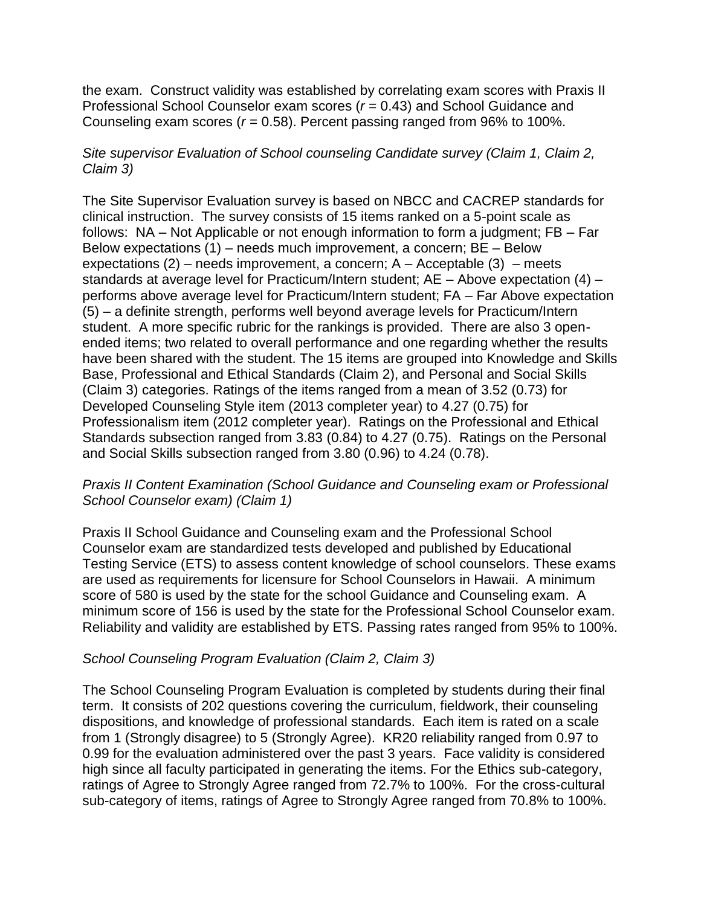the exam. Construct validity was established by correlating exam scores with Praxis II Professional School Counselor exam scores ($r = 0.43$) and School Guidance and Counseling exam scores ($r = 0.58$). Percent passing ranged from 96% to 100%.

*Site supervisor Evaluation of School counseling Candidate survey (Claim 1, Claim 2, Claim 3)*

The Site Supervisor Evaluation survey is based on NBCC and CACREP standards for clinical instruction. The survey consists of 15 items ranked on a 5-point scale as follows: NA – Not Applicable or not enough information to form a judgment; FB – Far Below expectations (1) – needs much improvement, a concern; BE – Below expectations (2) – needs improvement, a concern; A – Acceptable (3) – meets standards at average level for Practicum/Intern student; AE – Above expectation (4) – performs above average level for Practicum/Intern student; FA – Far Above expectation (5) – a definite strength, performs well beyond average levels for Practicum/Intern student. A more specific rubric for the rankings is provided. There are also 3 open-ended items; two related to overall performance and one regarding whether the results have been shared with the student. The 15 items are grouped into Knowledge and Skills Base, Professional and Ethical Standards (Claim 2), and Personal and Social Skills (Claim 3) categories. Ratings of the items ranged from a mean of 3.52 (0.73) for Developed Counseling Style item (2013 completer year) to 4.27 (0.75) for Professionalism item (2012 completer year). Ratings on the Professional and Ethical Standards subsection ranged from 3.83 (0.84) to 4.27 (0.75). Ratings on the Personal and Social Skills subsection ranged from 3.80 (0.96) to 4.24 (0.78).

*Praxis II Content Examination (School Guidance and Counseling exam or Professional School Counselor exam) (Claim 1)*

Praxis II School Guidance and Counseling exam and the Professional School Counselor exam are standardized tests developed and published by Educational Testing Service (ETS) to assess content knowledge of school counselors. These exams are used as requirements for licensure for School Counselors in Hawaii. A minimum score of 580 is used by the state for the school Guidance and Counseling exam. A minimum score of 156 is used by the state for the Professional School Counselor exam. Reliability and validity are established by ETS. Passing rates ranged from 95% to 100%.

*School Counseling Program Evaluation (Claim 2, Claim 3)*

The School Counseling Program Evaluation is completed by students during their final term. It consists of 202 questions covering the curriculum, fieldwork, their counseling dispositions, and knowledge of professional standards. Each item is rated on a scale from 1 (Strongly disagree) to 5 (Strongly Agree). KR20 reliability ranged from 0.97 to 0.99 for the evaluation administered over the past 3 years. Face validity is considered high since all faculty participated in generating the items. For the Ethics sub-category, ratings of Agree to Strongly Agree ranged from 72.7% to 100%. For the cross-cultural sub-category of items, ratings of Agree to Strongly Agree ranged from 70.8% to 100%.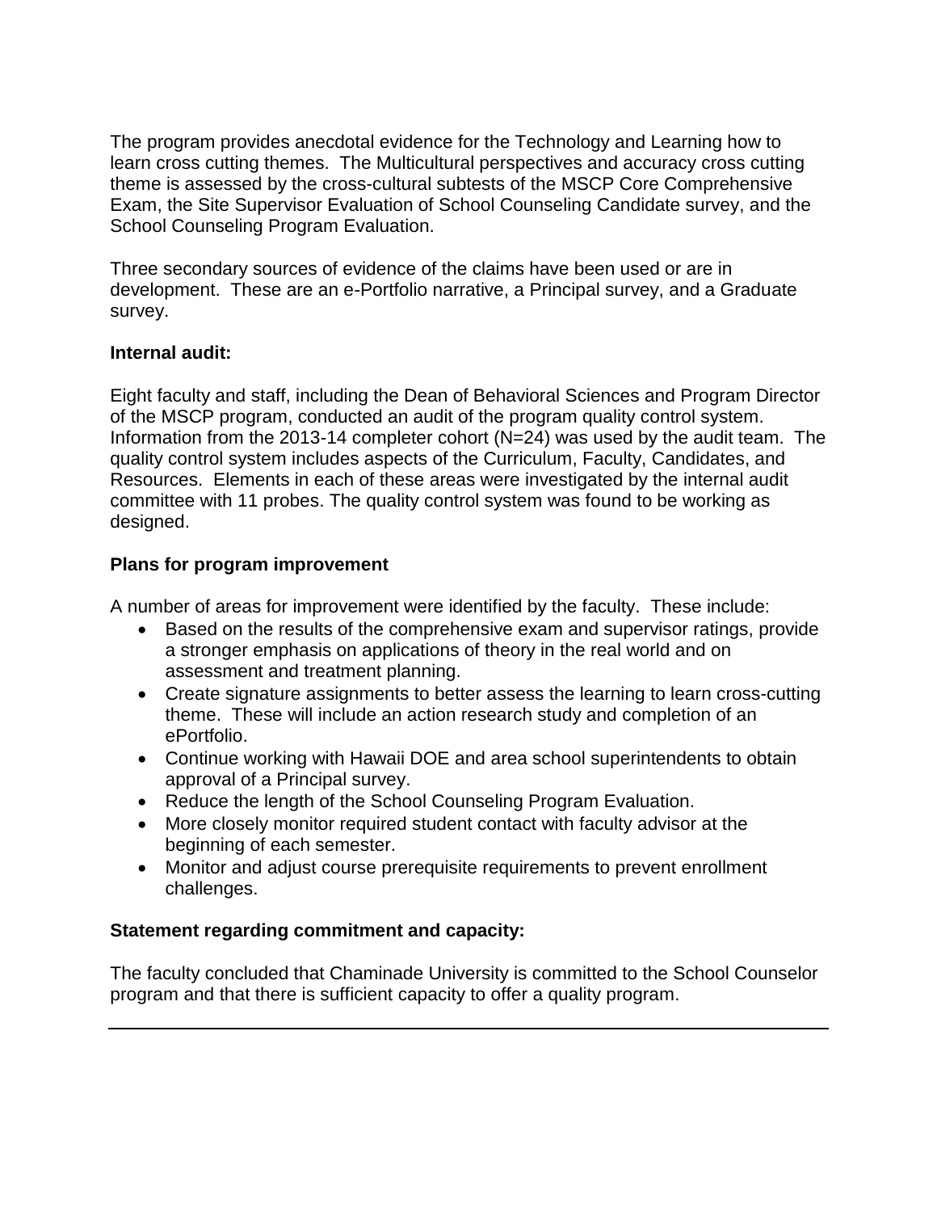The program provides anecdotal evidence for the Technology and Learning how to learn cross cutting themes. The Multicultural perspectives and accuracy cross cutting theme is assessed by the cross-cultural subtests of the MSCP Core Comprehensive Exam, the Site Supervisor Evaluation of School Counseling Candidate survey, and the School Counseling Program Evaluation.

Three secondary sources of evidence of the claims have been used or are in development. These are an e-Portfolio narrative, a Principal survey, and a Graduate survey.

**Internal audit:**

Eight faculty and staff, including the Dean of Behavioral Sciences and Program Director of the MSCP program, conducted an audit of the program quality control system. Information from the 2013-14 completer cohort (N=24) was used by the audit team. The quality control system includes aspects of the Curriculum, Faculty, Candidates, and Resources. Elements in each of these areas were investigated by the internal audit committee with 11 probes. The quality control system was found to be working as designed.

**Plans for program improvement**

A number of areas for improvement were identified by the faculty. These include:

- Based on the results of the comprehensive exam and supervisor ratings, provide a stronger emphasis on applications of theory in the real world and on assessment and treatment planning.
- Create signature assignments to better assess the learning to learn cross-cutting theme. These will include an action research study and completion of an ePortfolio.
- Continue working with Hawaii DOE and area school superintendents to obtain approval of a Principal survey.
- Reduce the length of the School Counseling Program Evaluation.
- More closely monitor required student contact with faculty advisor at the beginning of each semester.
- Monitor and adjust course prerequisite requirements to prevent enrollment challenges.

**Statement regarding commitment and capacity:**

The faculty concluded that Chaminade University is committed to the School Counselor program and that there is sufficient capacity to offer a quality program.

---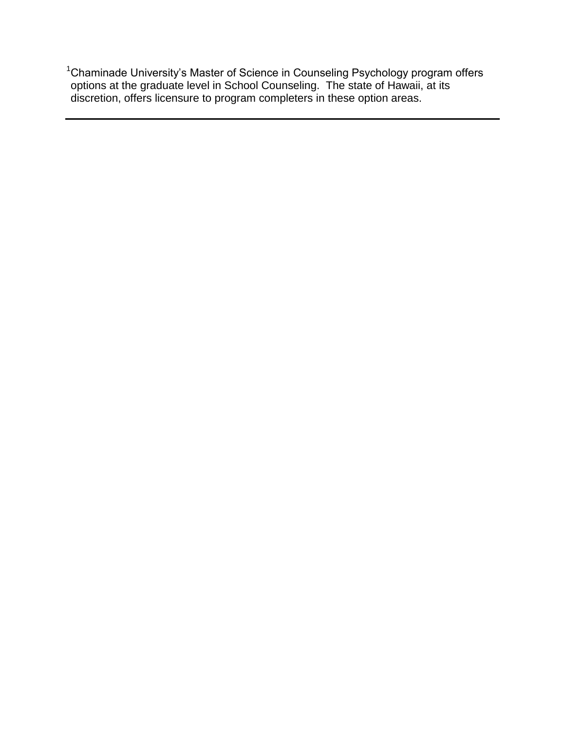[1]Chaminade University's Master of Science in Counseling Psychology program offers options at the graduate level in School Counseling. The state of Hawaii, at its discretion, offers licensure to program completers in these option areas.

---